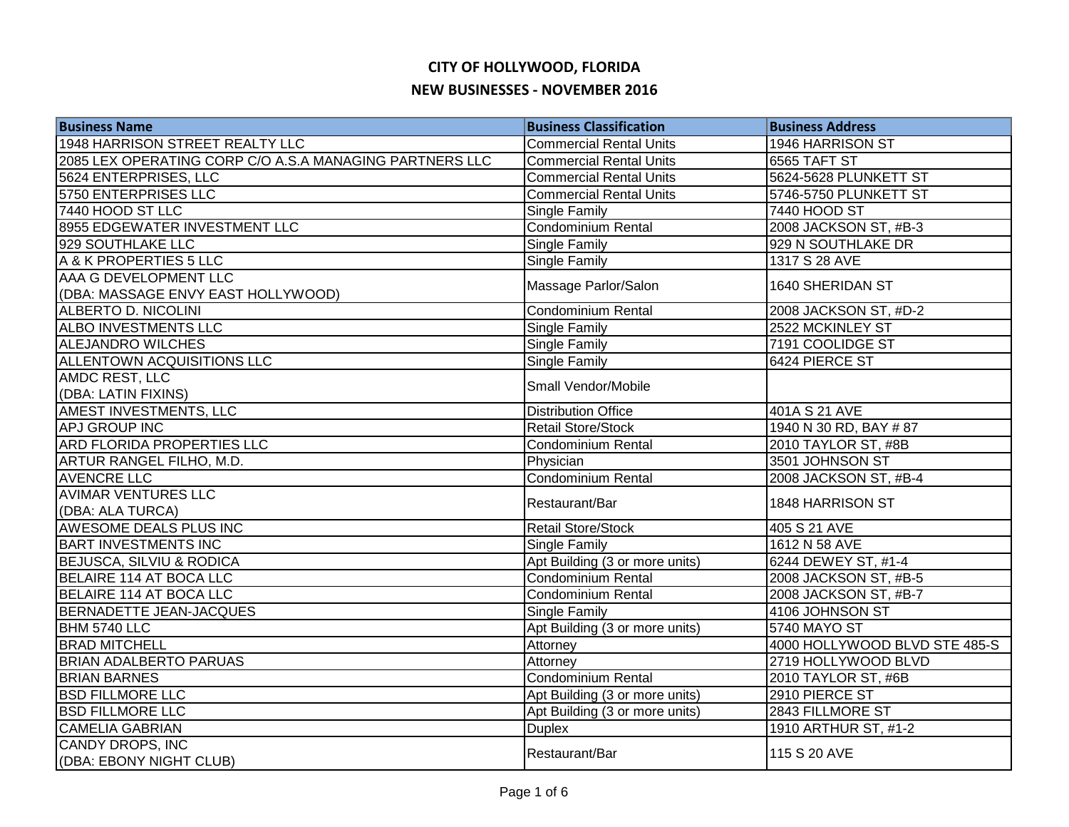# CITY OF HOLLYWOOD, FLORIDA

## NEW BUSINESSES - NOVEMBER 2016

| Business Name | Business Classification | Business Address |
|---|---|---|
| 1948 HARRISON STREET REALTY LLC | Commercial Rental Units | 1946 HARRISON ST |
| 2085 LEX OPERATING CORP C/O A.S.A MANAGING PARTNERS LLC | Commercial Rental Units | 6565 TAFT ST |
| 5624 ENTERPRISES, LLC | Commercial Rental Units | 5624-5628 PLUNKETT ST |
| 5750 ENTERPRISES LLC | Commercial Rental Units | 5746-5750 PLUNKETT ST |
| 7440 HOOD ST LLC | Single Family | 7440 HOOD ST |
| 8955 EDGEWATER INVESTMENT LLC | Condominium Rental | 2008 JACKSON ST, #B-3 |
| 929 SOUTHLAKE LLC | Single Family | 929 N SOUTHLAKE DR |
| A & K PROPERTIES 5 LLC | Single Family | 1317 S 28 AVE |
| AAA G DEVELOPMENT LLC (DBA: MASSAGE ENVY EAST HOLLYWOOD) | Massage Parlor/Salon | 1640 SHERIDAN ST |
| ALBERTO D. NICOLINI | Condominium Rental | 2008 JACKSON ST, #D-2 |
| ALBO INVESTMENTS LLC | Single Family | 2522 MCKINLEY ST |
| ALEJANDRO WILCHES | Single Family | 7191 COOLIDGE ST |
| ALLENTOWN ACQUISITIONS LLC | Single Family | 6424 PIERCE ST |
| AMDC REST, LLC (DBA: LATIN FIXINS) | Small Vendor/Mobile | |
| AMEST INVESTMENTS, LLC | Distribution Office | 401A S 21 AVE |
| APJ GROUP INC | Retail Store/Stock | 1940 N 30 RD, BAY # 87 |
| ARD FLORIDA PROPERTIES LLC | Condominium Rental | 2010 TAYLOR ST, #8B |
| ARTUR RANGEL FILHO, M.D. | Physician | 3501 JOHNSON ST |
| AVENCRE LLC | Condominium Rental | 2008 JACKSON ST, #B-4 |
| AVIMAR VENTURES LLC (DBA: ALA TURCA) | Restaurant/Bar | 1848 HARRISON ST |
| AWESOME DEALS PLUS INC | Retail Store/Stock | 405 S 21 AVE |
| BART INVESTMENTS INC | Single Family | 1612 N 58 AVE |
| BEJUSCA, SILVIU & RODICA | Apt Building (3 or more units) | 6244 DEWEY ST, #1-4 |
| BELAIRE 114 AT BOCA LLC | Condominium Rental | 2008 JACKSON ST, #B-5 |
| BELAIRE 114 AT BOCA LLC | Condominium Rental | 2008 JACKSON ST, #B-7 |
| BERNADETTE JEAN-JACQUES | Single Family | 4106 JOHNSON ST |
| BHM 5740 LLC | Apt Building (3 or more units) | 5740 MAYO ST |
| BRAD MITCHELL | Attorney | 4000 HOLLYWOOD BLVD STE 485-S |
| BRIAN ADALBERTO PARUAS | Attorney | 2719 HOLLYWOOD BLVD |
| BRIAN BARNES | Condominium Rental | 2010 TAYLOR ST, #6B |
| BSD FILLMORE LLC | Apt Building (3 or more units) | 2910 PIERCE ST |
| BSD FILLMORE LLC | Apt Building (3 or more units) | 2843 FILLMORE ST |
| CAMELIA GABRIAN | Duplex | 1910 ARTHUR ST, #1-2 |
| CANDY DROPS, INC (DBA: EBONY NIGHT CLUB) | Restaurant/Bar | 115 S 20 AVE |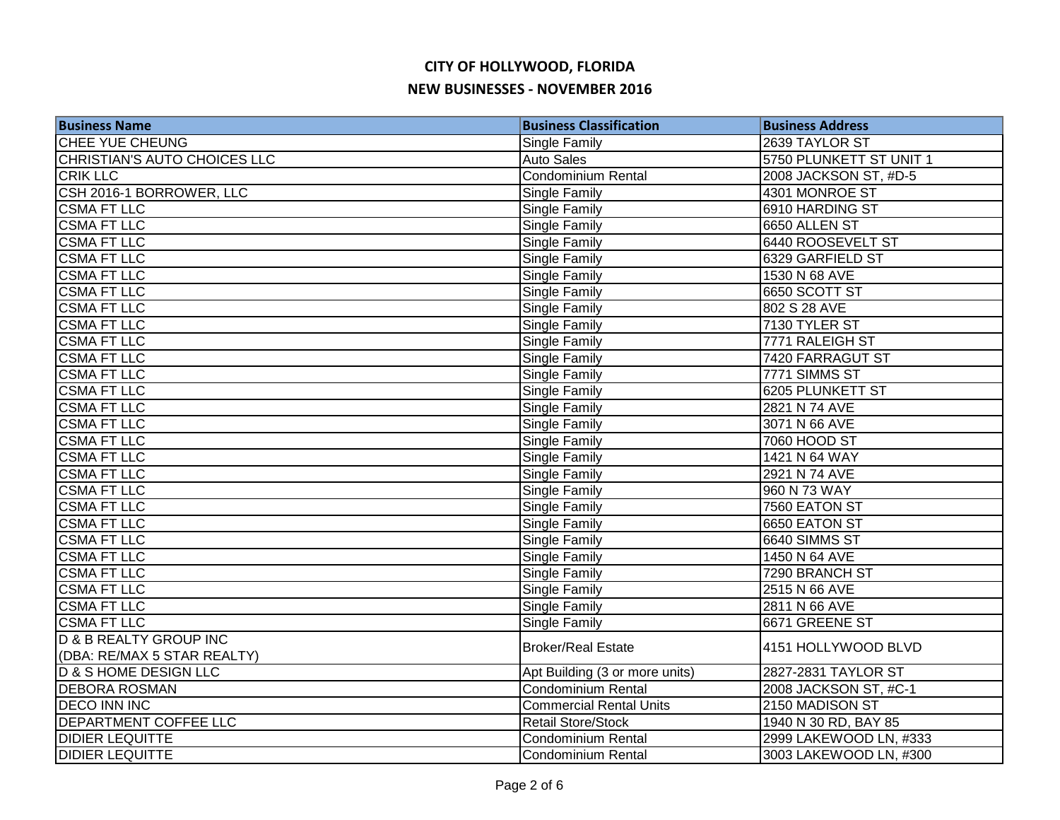# CITY OF HOLLYWOOD, FLORIDA

## NEW BUSINESSES - NOVEMBER 2016

| Business Name | Business Classification | Business Address |
|---|---|---|
| CHEE YUE CHEUNG | Single Family | 2639 TAYLOR ST |
| CHRISTIAN'S AUTO CHOICES LLC | Auto Sales | 5750 PLUNKETT ST UNIT 1 |
| CRIK LLC | Condominium Rental | 2008 JACKSON ST, #D-5 |
| CSH 2016-1 BORROWER, LLC | Single Family | 4301 MONROE ST |
| CSMA FT LLC | Single Family | 6910 HARDING ST |
| CSMA FT LLC | Single Family | 6650 ALLEN ST |
| CSMA FT LLC | Single Family | 6440 ROOSEVELT ST |
| CSMA FT LLC | Single Family | 6329 GARFIELD ST |
| CSMA FT LLC | Single Family | 1530 N 68 AVE |
| CSMA FT LLC | Single Family | 6650 SCOTT ST |
| CSMA FT LLC | Single Family | 802 S 28 AVE |
| CSMA FT LLC | Single Family | 7130 TYLER ST |
| CSMA FT LLC | Single Family | 7771 RALEIGH ST |
| CSMA FT LLC | Single Family | 7420 FARRAGUT ST |
| CSMA FT LLC | Single Family | 7771 SIMMS ST |
| CSMA FT LLC | Single Family | 6205 PLUNKETT ST |
| CSMA FT LLC | Single Family | 2821 N 74 AVE |
| CSMA FT LLC | Single Family | 3071 N 66 AVE |
| CSMA FT LLC | Single Family | 7060 HOOD ST |
| CSMA FT LLC | Single Family | 1421 N 64 WAY |
| CSMA FT LLC | Single Family | 2921 N 74 AVE |
| CSMA FT LLC | Single Family | 960 N 73 WAY |
| CSMA FT LLC | Single Family | 7560 EATON ST |
| CSMA FT LLC | Single Family | 6650 EATON ST |
| CSMA FT LLC | Single Family | 6640 SIMMS ST |
| CSMA FT LLC | Single Family | 1450 N 64 AVE |
| CSMA FT LLC | Single Family | 7290 BRANCH ST |
| CSMA FT LLC | Single Family | 2515 N 66 AVE |
| CSMA FT LLC | Single Family | 2811 N 66 AVE |
| CSMA FT LLC | Single Family | 6671 GREENE ST |
| D & B REALTY GROUP INC (DBA: RE/MAX 5 STAR REALTY) | Broker/Real Estate | 4151 HOLLYWOOD BLVD |
| D & S HOME DESIGN LLC | Apt Building (3 or more units) | 2827-2831 TAYLOR ST |
| DEBORA ROSMAN | Condominium Rental | 2008 JACKSON ST, #C-1 |
| DECO INN INC | Commercial Rental Units | 2150 MADISON ST |
| DEPARTMENT COFFEE LLC | Retail Store/Stock | 1940 N 30 RD, BAY 85 |
| DIDIER LEQUITTE | Condominium Rental | 2999 LAKEWOOD LN, #333 |
| DIDIER LEQUITTE | Condominium Rental | 3003 LAKEWOOD LN, #300 |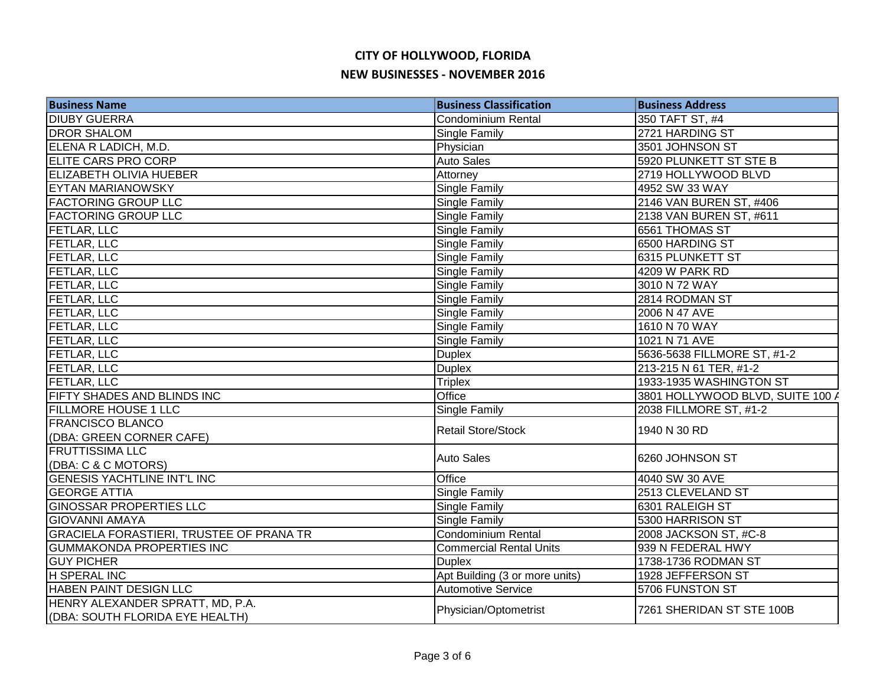# CITY OF HOLLYWOOD, FLORIDA

## NEW BUSINESSES - NOVEMBER 2016

| Business Name | Business Classification | Business Address |
|---|---|---|
| DIUBY GUERRA | Condominium Rental | 350 TAFT ST, #4 |
| DROR SHALOM | Single Family | 2721 HARDING ST |
| ELENA R LADICH, M.D. | Physician | 3501 JOHNSON ST |
| ELITE CARS PRO CORP | Auto Sales | 5920 PLUNKETT ST STE B |
| ELIZABETH OLIVIA HUEBER | Attorney | 2719 HOLLYWOOD BLVD |
| EYTAN MARIANOWSKY | Single Family | 4952 SW 33 WAY |
| FACTORING GROUP LLC | Single Family | 2146 VAN BUREN ST, #406 |
| FACTORING GROUP LLC | Single Family | 2138 VAN BUREN ST, #611 |
| FETLAR, LLC | Single Family | 6561 THOMAS ST |
| FETLAR, LLC | Single Family | 6500 HARDING ST |
| FETLAR, LLC | Single Family | 6315 PLUNKETT ST |
| FETLAR, LLC | Single Family | 4209 W PARK RD |
| FETLAR, LLC | Single Family | 3010 N 72 WAY |
| FETLAR, LLC | Single Family | 2814 RODMAN ST |
| FETLAR, LLC | Single Family | 2006 N 47 AVE |
| FETLAR, LLC | Single Family | 1610 N 70 WAY |
| FETLAR, LLC | Single Family | 1021 N 71 AVE |
| FETLAR, LLC | Duplex | 5636-5638 FILLMORE ST, #1-2 |
| FETLAR, LLC | Duplex | 213-215 N 61 TER, #1-2 |
| FETLAR, LLC | Triplex | 1933-1935 WASHINGTON ST |
| FIFTY SHADES AND BLINDS INC | Office | 3801 HOLLYWOOD BLVD, SUITE 100 A |
| FILLMORE HOUSE 1 LLC | Single Family | 2038 FILLMORE ST, #1-2 |
| FRANCISCO BLANCO (DBA: GREEN CORNER CAFE) | Retail Store/Stock | 1940 N 30 RD |
| FRUTTISSIMA LLC (DBA: C & C MOTORS) | Auto Sales | 6260 JOHNSON ST |
| GENESIS YACHTLINE INT'L INC | Office | 4040 SW 30 AVE |
| GEORGE ATTIA | Single Family | 2513 CLEVELAND ST |
| GINOSSAR PROPERTIES LLC | Single Family | 6301 RALEIGH ST |
| GIOVANNI AMAYA | Single Family | 5300 HARRISON ST |
| GRACIELA FORASTIERI, TRUSTEE OF PRANA TR | Condominium Rental | 2008 JACKSON ST, #C-8 |
| GUMMAKONDA PROPERTIES INC | Commercial Rental Units | 939 N FEDERAL HWY |
| GUY PICHER | Duplex | 1738-1736 RODMAN ST |
| H SPERAL INC | Apt Building (3 or more units) | 1928 JEFFERSON ST |
| HABEN PAINT DESIGN LLC | Automotive Service | 5706 FUNSTON ST |
| HENRY ALEXANDER SPRATT, MD, P.A. (DBA: SOUTH FLORIDA EYE HEALTH) | Physician/Optometrist | 7261 SHERIDAN ST STE 100B |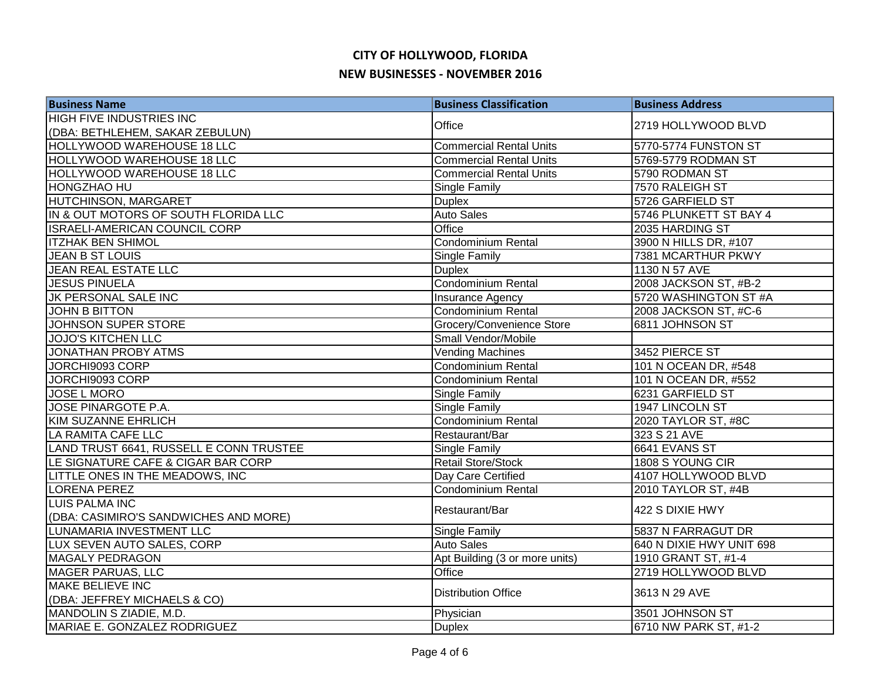# CITY OF HOLLYWOOD, FLORIDA

## NEW BUSINESSES - NOVEMBER 2016

| Business Name | Business Classification | Business Address |
|---|---|---|
| HIGH FIVE INDUSTRIES INC (DBA: BETHLEHEM, SAKAR ZEBULUN) | Office | 2719 HOLLYWOOD BLVD |
| HOLLYWOOD WAREHOUSE 18 LLC | Commercial Rental Units | 5770-5774 FUNSTON ST |
| HOLLYWOOD WAREHOUSE 18 LLC | Commercial Rental Units | 5769-5779 RODMAN ST |
| HOLLYWOOD WAREHOUSE 18 LLC | Commercial Rental Units | 5790 RODMAN ST |
| HONGZHAO HU | Single Family | 7570 RALEIGH ST |
| HUTCHINSON, MARGARET | Duplex | 5726 GARFIELD ST |
| IN & OUT MOTORS OF SOUTH FLORIDA LLC | Auto Sales | 5746 PLUNKETT ST BAY 4 |
| ISRAELI-AMERICAN COUNCIL CORP | Office | 2035 HARDING ST |
| ITZHAK BEN SHIMOL | Condominium Rental | 3900 N HILLS DR, #107 |
| JEAN B ST LOUIS | Single Family | 7381 MCARTHUR PKWY |
| JEAN REAL ESTATE LLC | Duplex | 1130 N 57 AVE |
| JESUS PINUELA | Condominium Rental | 2008 JACKSON ST, #B-2 |
| JK PERSONAL SALE INC | Insurance Agency | 5720 WASHINGTON ST #A |
| JOHN B BITTON | Condominium Rental | 2008 JACKSON ST, #C-6 |
| JOHNSON SUPER STORE | Grocery/Convenience Store | 6811 JOHNSON ST |
| JOJO'S KITCHEN LLC | Small Vendor/Mobile | |
| JONATHAN PROBY ATMS | Vending Machines | 3452 PIERCE ST |
| JORCHI9093 CORP | Condominium Rental | 101 N OCEAN DR, #548 |
| JORCHI9093 CORP | Condominium Rental | 101 N OCEAN DR, #552 |
| JOSE L MORO | Single Family | 6231 GARFIELD ST |
| JOSE PINARGOTE P.A. | Single Family | 1947 LINCOLN ST |
| KIM SUZANNE EHRLICH | Condominium Rental | 2020 TAYLOR ST, #8C |
| LA RAMITA CAFE LLC | Restaurant/Bar | 323 S 21 AVE |
| LAND TRUST 6641, RUSSELL E CONN TRUSTEE | Single Family | 6641 EVANS ST |
| LE SIGNATURE CAFE & CIGAR BAR CORP | Retail Store/Stock | 1808 S YOUNG CIR |
| LITTLE ONES IN THE MEADOWS, INC | Day Care Certified | 4107 HOLLYWOOD BLVD |
| LORENA PEREZ | Condominium Rental | 2010 TAYLOR ST, #4B |
| LUIS PALMA INC (DBA: CASIMIRO'S SANDWICHES AND MORE) | Restaurant/Bar | 422 S DIXIE HWY |
| LUNAMARIA INVESTMENT LLC | Single Family | 5837 N FARRAGUT DR |
| LUX SEVEN AUTO SALES, CORP | Auto Sales | 640 N DIXIE HWY UNIT 698 |
| MAGALY PEDRAGON | Apt Building (3 or more units) | 1910 GRANT ST, #1-4 |
| MAGER PARUAS, LLC | Office | 2719 HOLLYWOOD BLVD |
| MAKE BELIEVE INC (DBA: JEFFREY MICHAELS & CO) | Distribution Office | 3613 N 29 AVE |
| MANDOLIN S ZIADIE, M.D. | Physician | 3501 JOHNSON ST |
| MARIAE E. GONZALEZ RODRIGUEZ | Duplex | 6710 NW PARK ST, #1-2 |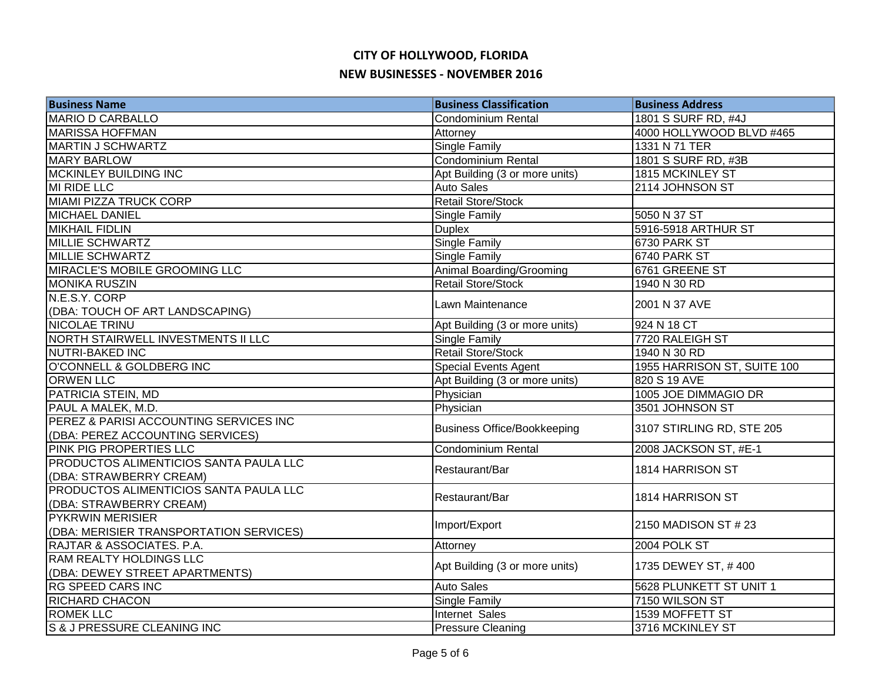# CITY OF HOLLYWOOD, FLORIDA

## NEW BUSINESSES - NOVEMBER 2016

| Business Name | Business Classification | Business Address |
|---|---|---|
| MARIO D CARBALLO | Condominium Rental | 1801 S SURF RD, #4J |
| MARISSA HOFFMAN | Attorney | 4000 HOLLYWOOD BLVD #465 |
| MARTIN J SCHWARTZ | Single Family | 1331 N 71 TER |
| MARY BARLOW | Condominium Rental | 1801 S SURF RD, #3B |
| MCKINLEY BUILDING INC | Apt Building (3 or more units) | 1815 MCKINLEY ST |
| MI RIDE LLC | Auto Sales | 2114 JOHNSON ST |
| MIAMI PIZZA TRUCK CORP | Retail Store/Stock | |
| MICHAEL DANIEL | Single Family | 5050 N 37 ST |
| MIKHAIL FIDLIN | Duplex | 5916-5918 ARTHUR ST |
| MILLIE SCHWARTZ | Single Family | 6730 PARK ST |
| MILLIE SCHWARTZ | Single Family | 6740 PARK ST |
| MIRACLE'S MOBILE GROOMING LLC | Animal Boarding/Grooming | 6761 GREENE ST |
| MONIKA RUSZIN | Retail Store/Stock | 1940 N 30 RD |
| N.E.S.Y. CORP (DBA: TOUCH OF ART LANDSCAPING) | Lawn Maintenance | 2001 N 37 AVE |
| NICOLAE TRINU | Apt Building (3 or more units) | 924 N 18 CT |
| NORTH STAIRWELL INVESTMENTS II LLC | Single Family | 7720 RALEIGH ST |
| NUTRI-BAKED INC | Retail Store/Stock | 1940 N 30 RD |
| O'CONNELL & GOLDBERG INC | Special Events Agent | 1955 HARRISON ST, SUITE 100 |
| ORWEN LLC | Apt Building (3 or more units) | 820 S 19 AVE |
| PATRICIA STEIN, MD | Physician | 1005 JOE DIMMAGIO DR |
| PAUL A MALEK, M.D. | Physician | 3501 JOHNSON ST |
| PEREZ & PARISI ACCOUNTING SERVICES INC (DBA: PEREZ ACCOUNTING SERVICES) | Business Office/Bookkeeping | 3107 STIRLING RD, STE 205 |
| PINK PIG PROPERTIES LLC | Condominium Rental | 2008 JACKSON ST, #E-1 |
| PRODUCTOS ALIMENTICIOS SANTA PAULA LLC (DBA: STRAWBERRY CREAM) | Restaurant/Bar | 1814 HARRISON ST |
| PRODUCTOS ALIMENTICIOS SANTA PAULA LLC (DBA: STRAWBERRY CREAM) | Restaurant/Bar | 1814 HARRISON ST |
| PYKRWIN MERISIER (DBA: MERISIER TRANSPORTATION SERVICES) | Import/Export | 2150 MADISON ST # 23 |
| RAJTAR & ASSOCIATES. P.A. | Attorney | 2004 POLK ST |
| RAM REALTY HOLDINGS LLC (DBA: DEWEY STREET APARTMENTS) | Apt Building (3 or more units) | 1735 DEWEY ST, # 400 |
| RG SPEED CARS INC | Auto Sales | 5628 PLUNKETT ST UNIT 1 |
| RICHARD CHACON | Single Family | 7150 WILSON ST |
| ROMEK LLC | Internet Sales | 1539 MOFFETT ST |
| S & J PRESSURE CLEANING INC | Pressure Cleaning | 3716 MCKINLEY ST |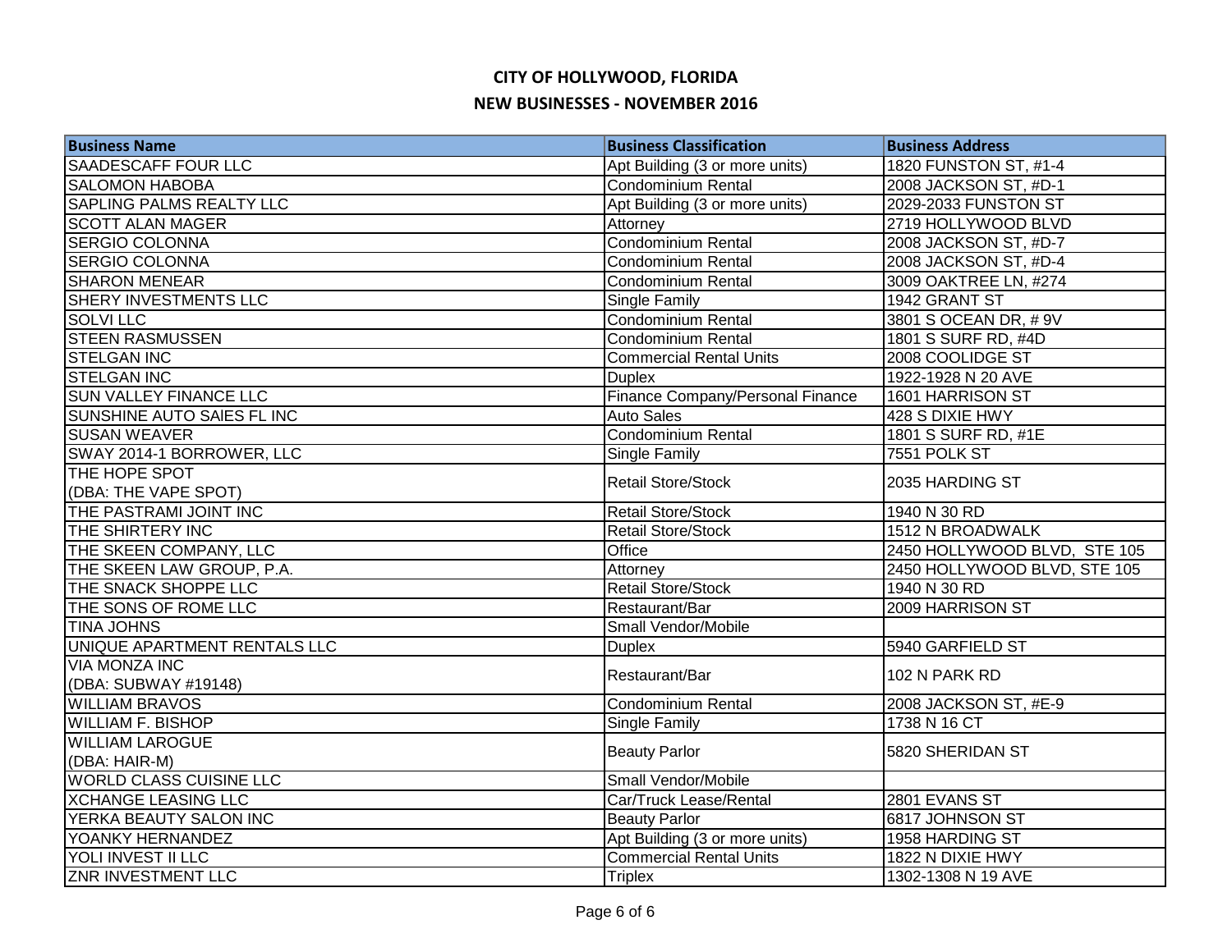# CITY OF HOLLYWOOD, FLORIDA

## NEW BUSINESSES - NOVEMBER 2016

| Business Name | Business Classification | Business Address |
|---|---|---|
| SAADESCAFF FOUR LLC | Apt Building (3 or more units) | 1820 FUNSTON ST, #1-4 |
| SALOMON HABOBA | Condominium Rental | 2008 JACKSON ST, #D-1 |
| SAPLING PALMS REALTY LLC | Apt Building (3 or more units) | 2029-2033 FUNSTON ST |
| SCOTT ALAN MAGER | Attorney | 2719 HOLLYWOOD BLVD |
| SERGIO COLONNA | Condominium Rental | 2008 JACKSON ST, #D-7 |
| SERGIO COLONNA | Condominium Rental | 2008 JACKSON ST, #D-4 |
| SHARON MENEAR | Condominium Rental | 3009 OAKTREE LN, #274 |
| SHERY INVESTMENTS LLC | Single Family | 1942 GRANT ST |
| SOLVI LLC | Condominium Rental | 3801 S OCEAN DR, # 9V |
| STEEN RASMUSSEN | Condominium Rental | 1801 S SURF RD, #4D |
| STELGAN INC | Commercial Rental Units | 2008 COOLIDGE ST |
| STELGAN INC | Duplex | 1922-1928 N 20 AVE |
| SUN VALLEY FINANCE LLC | Finance Company/Personal Finance | 1601 HARRISON ST |
| SUNSHINE AUTO SAlES FL INC | Auto Sales | 428 S DIXIE HWY |
| SUSAN WEAVER | Condominium Rental | 1801 S SURF RD, #1E |
| SWAY 2014-1 BORROWER, LLC | Single Family | 7551 POLK ST |
| THE HOPE SPOT (DBA: THE VAPE SPOT) | Retail Store/Stock | 2035 HARDING ST |
| THE PASTRAMI JOINT INC | Retail Store/Stock | 1940 N 30 RD |
| THE SHIRTERY INC | Retail Store/Stock | 1512 N BROADWALK |
| THE SKEEN COMPANY, LLC | Office | 2450 HOLLYWOOD BLVD, STE 105 |
| THE SKEEN LAW GROUP, P.A. | Attorney | 2450 HOLLYWOOD BLVD, STE 105 |
| THE SNACK SHOPPE LLC | Retail Store/Stock | 1940 N 30 RD |
| THE SONS OF ROME LLC | Restaurant/Bar | 2009 HARRISON ST |
| TINA JOHNS | Small Vendor/Mobile | |
| UNIQUE APARTMENT RENTALS LLC | Duplex | 5940 GARFIELD ST |
| VIA MONZA INC (DBA: SUBWAY #19148) | Restaurant/Bar | 102 N PARK RD |
| WILLIAM BRAVOS | Condominium Rental | 2008 JACKSON ST, #E-9 |
| WILLIAM F. BISHOP | Single Family | 1738 N 16 CT |
| WILLIAM LAROGUE (DBA: HAIR-M) | Beauty Parlor | 5820 SHERIDAN ST |
| WORLD CLASS CUISINE LLC | Small Vendor/Mobile | |
| XCHANGE LEASING LLC | Car/Truck Lease/Rental | 2801 EVANS ST |
| YERKA BEAUTY SALON INC | Beauty Parlor | 6817 JOHNSON ST |
| YOANKY HERNANDEZ | Apt Building (3 or more units) | 1958 HARDING ST |
| YOLI INVEST II LLC | Commercial Rental Units | 1822 N DIXIE HWY |
| ZNR INVESTMENT LLC | Triplex | 1302-1308 N 19 AVE |